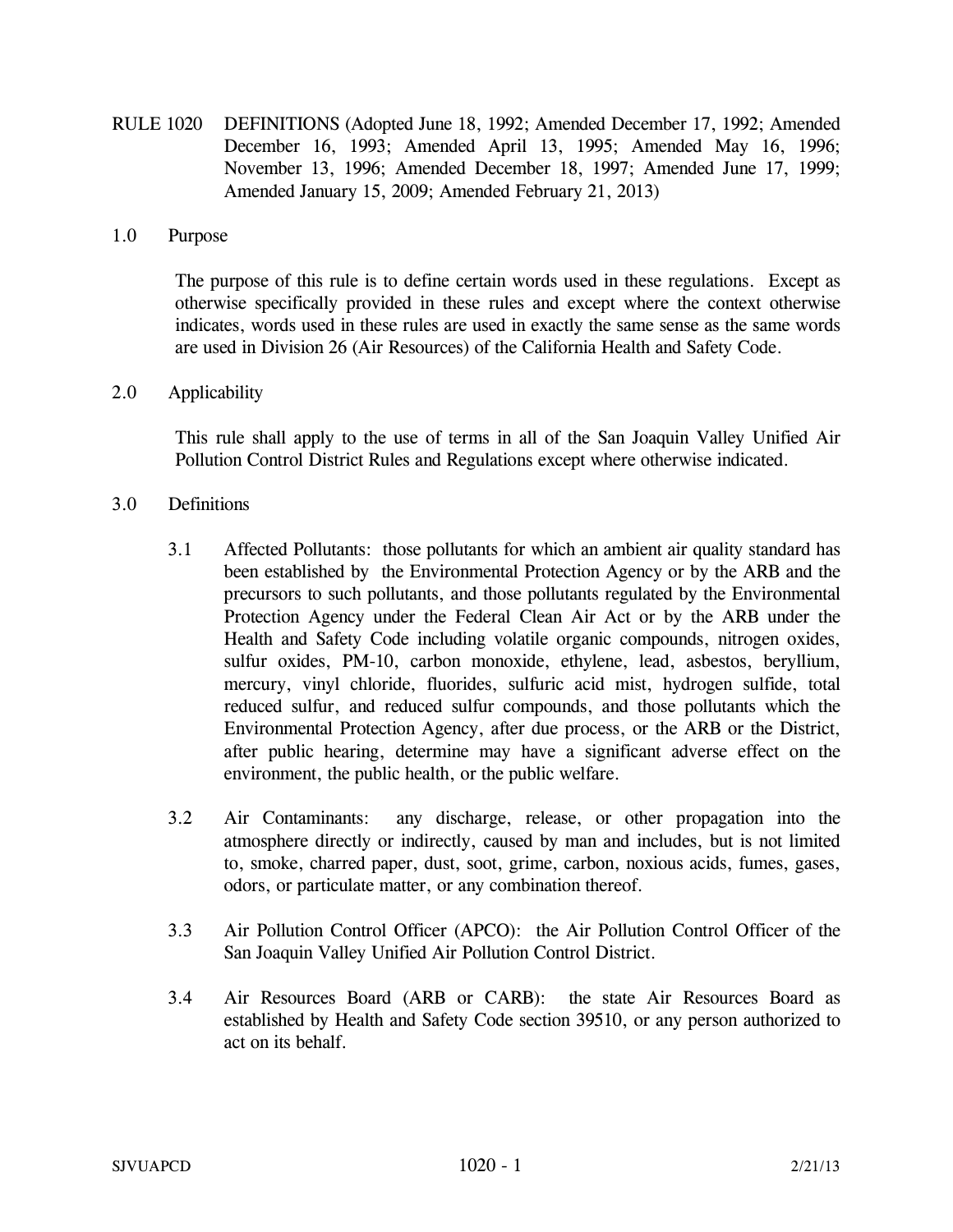# RULE 1020 DEFINITIONS (Adopted June 18, 1992; Amended December 17, 1992; Amended December 16, 1993; Amended April 13, 1995; Amended May 16, 1996; November 13, 1996; Amended December 18, 1997; Amended June 17, 1999; Amended January 15, 2009; Amended February 21, 2013)

## 1.0 Purpose

The purpose of this rule is to define certain words used in these regulations. Except as otherwise specifically provided in these rules and except where the context otherwise indicates, words used in these rules are used in exactly the same sense as the same words are used in Division 26 (Air Resources) of the California Health and Safety Code.

## 2.0 Applicability

This rule shall apply to the use of terms in all of the San Joaquin Valley Unified Air Pollution Control District Rules and Regulations except where otherwise indicated.

## 3.0 Definitions

3.1 Affected Pollutants: those pollutants for which an ambient air quality standard has been established by the Environmental Protection Agency or by the ARB and the precursors to such pollutants, and those pollutants regulated by the Environmental Protection Agency under the Federal Clean Air Act or by the ARB under the Health and Safety Code including volatile organic compounds, nitrogen oxides, sulfur oxides, PM-10, carbon monoxide, ethylene, lead, asbestos, beryllium, mercury, vinyl chloride, fluorides, sulfuric acid mist, hydrogen sulfide, total reduced sulfur, and reduced sulfur compounds, and those pollutants which the Environmental Protection Agency, after due process, or the ARB or the District, after public hearing, determine may have a significant adverse effect on the environment, the public health, or the public welfare.

3.2 Air Contaminants: any discharge, release, or other propagation into the atmosphere directly or indirectly, caused by man and includes, but is not limited to, smoke, charred paper, dust, soot, grime, carbon, noxious acids, fumes, gases, odors, or particulate matter, or any combination thereof.

3.3 Air Pollution Control Officer (APCO): the Air Pollution Control Officer of the San Joaquin Valley Unified Air Pollution Control District.

3.4 Air Resources Board (ARB or CARB): the state Air Resources Board as established by Health and Safety Code section 39510, or any person authorized to act on its behalf.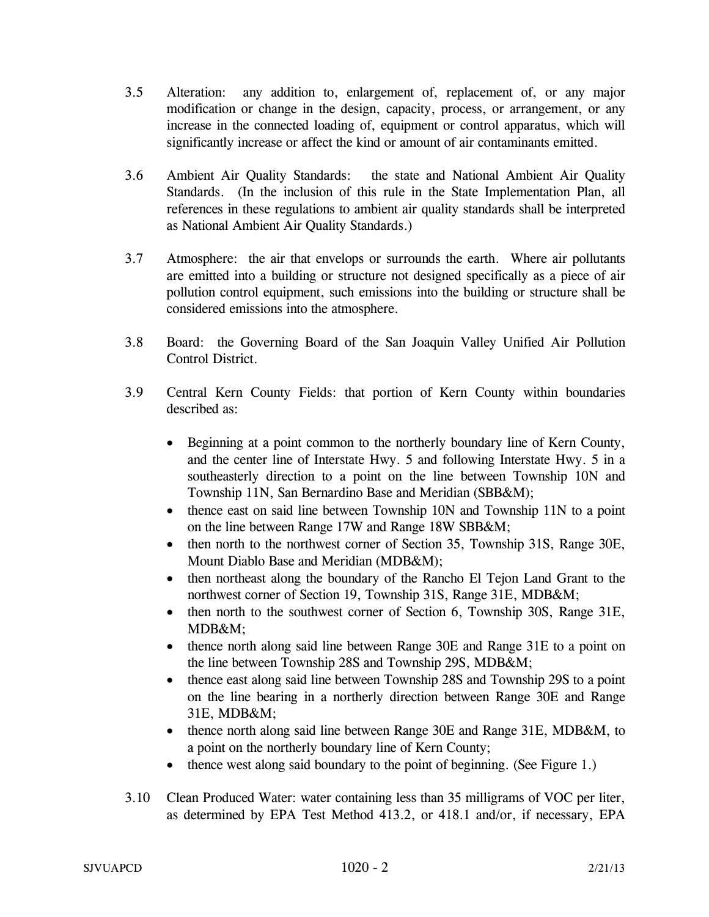3.5 Alteration: any addition to, enlargement of, replacement of, or any major modification or change in the design, capacity, process, or arrangement, or any increase in the connected loading of, equipment or control apparatus, which will significantly increase or affect the kind or amount of air contaminants emitted.

3.6 Ambient Air Quality Standards: the state and National Ambient Air Quality Standards. (In the inclusion of this rule in the State Implementation Plan, all references in these regulations to ambient air quality standards shall be interpreted as National Ambient Air Quality Standards.)

3.7 Atmosphere: the air that envelops or surrounds the earth. Where air pollutants are emitted into a building or structure not designed specifically as a piece of air pollution control equipment, such emissions into the building or structure shall be considered emissions into the atmosphere.

3.8 Board: the Governing Board of the San Joaquin Valley Unified Air Pollution Control District.

3.9 Central Kern County Fields: that portion of Kern County within boundaries described as:

- Beginning at a point common to the northerly boundary line of Kern County, and the center line of Interstate Hwy. 5 and following Interstate Hwy. 5 in a southeasterly direction to a point on the line between Township 10N and Township 11N, San Bernardino Base and Meridian (SBB&M);
- thence east on said line between Township 10N and Township 11N to a point on the line between Range 17W and Range 18W SBB&M;
- then north to the northwest corner of Section 35, Township 31S, Range 30E, Mount Diablo Base and Meridian (MDB&M);
- then northeast along the boundary of the Rancho El Tejon Land Grant to the northwest corner of Section 19, Township 31S, Range 31E, MDB&M;
- then north to the southwest corner of Section 6, Township 30S, Range 31E, MDB&M;
- thence north along said line between Range 30E and Range 31E to a point on the line between Township 28S and Township 29S, MDB&M;
- thence east along said line between Township 28S and Township 29S to a point on the line bearing in a northerly direction between Range 30E and Range 31E, MDB&M;
- thence north along said line between Range 30E and Range 31E, MDB&M, to a point on the northerly boundary line of Kern County;
- thence west along said boundary to the point of beginning. (See Figure 1.)

3.10 Clean Produced Water: water containing less than 35 milligrams of VOC per liter, as determined by EPA Test Method 413.2, or 418.1 and/or, if necessary, EPA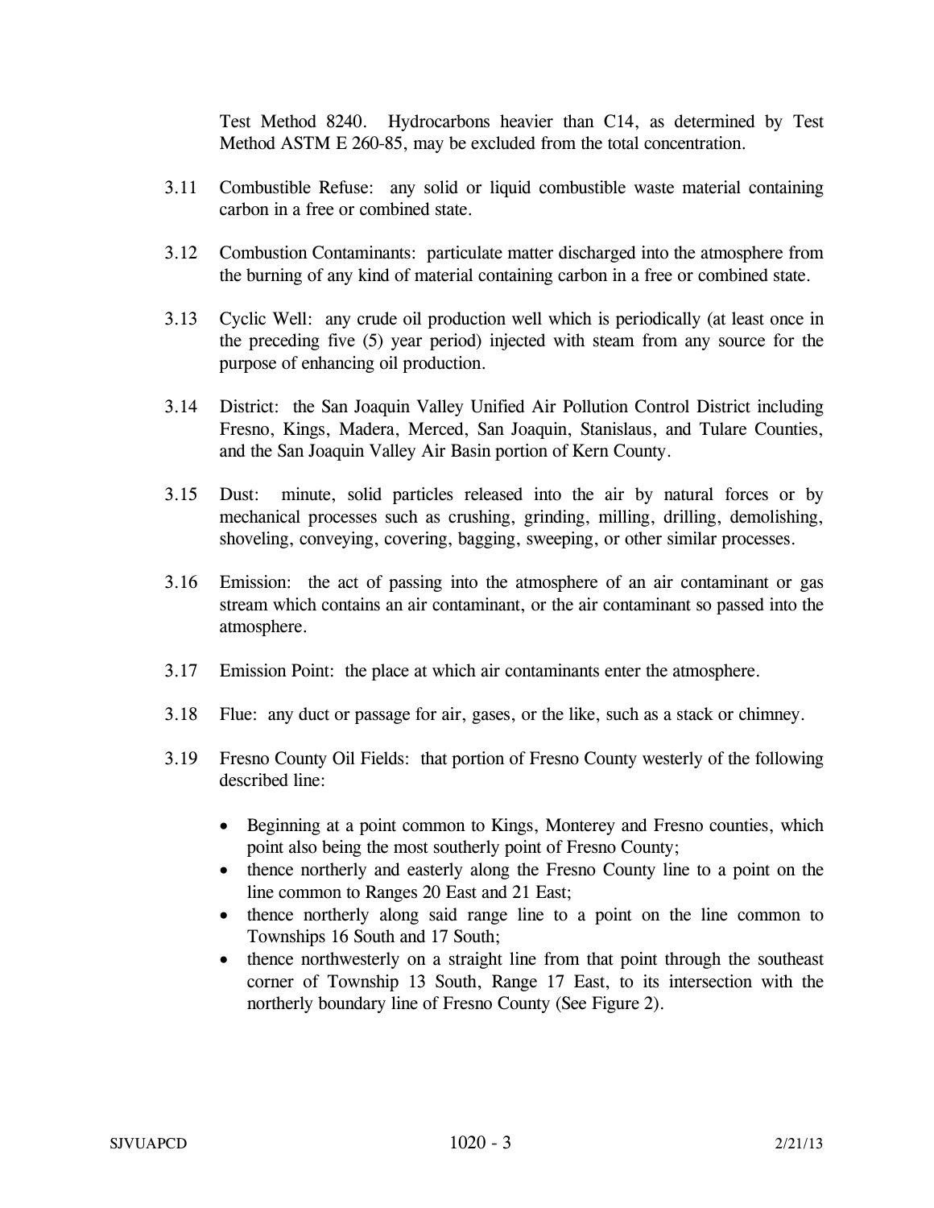Test Method 8240. Hydrocarbons heavier than C14, as determined by Test Method ASTM E 260-85, may be excluded from the total concentration.

3.11 Combustible Refuse: any solid or liquid combustible waste material containing carbon in a free or combined state.

3.12 Combustion Contaminants: particulate matter discharged into the atmosphere from the burning of any kind of material containing carbon in a free or combined state.

3.13 Cyclic Well: any crude oil production well which is periodically (at least once in the preceding five (5) year period) injected with steam from any source for the purpose of enhancing oil production.

3.14 District: the San Joaquin Valley Unified Air Pollution Control District including Fresno, Kings, Madera, Merced, San Joaquin, Stanislaus, and Tulare Counties, and the San Joaquin Valley Air Basin portion of Kern County.

3.15 Dust: minute, solid particles released into the air by natural forces or by mechanical processes such as crushing, grinding, milling, drilling, demolishing, shoveling, conveying, covering, bagging, sweeping, or other similar processes.

3.16 Emission: the act of passing into the atmosphere of an air contaminant or gas stream which contains an air contaminant, or the air contaminant so passed into the atmosphere.

3.17 Emission Point: the place at which air contaminants enter the atmosphere.

3.18 Flue: any duct or passage for air, gases, or the like, such as a stack or chimney.

3.19 Fresno County Oil Fields: that portion of Fresno County westerly of the following described line:

- Beginning at a point common to Kings, Monterey and Fresno counties, which point also being the most southerly point of Fresno County;
- thence northerly and easterly along the Fresno County line to a point on the line common to Ranges 20 East and 21 East;
- thence northerly along said range line to a point on the line common to Townships 16 South and 17 South;
- thence northwesterly on a straight line from that point through the southeast corner of Township 13 South, Range 17 East, to its intersection with the northerly boundary line of Fresno County (See Figure 2).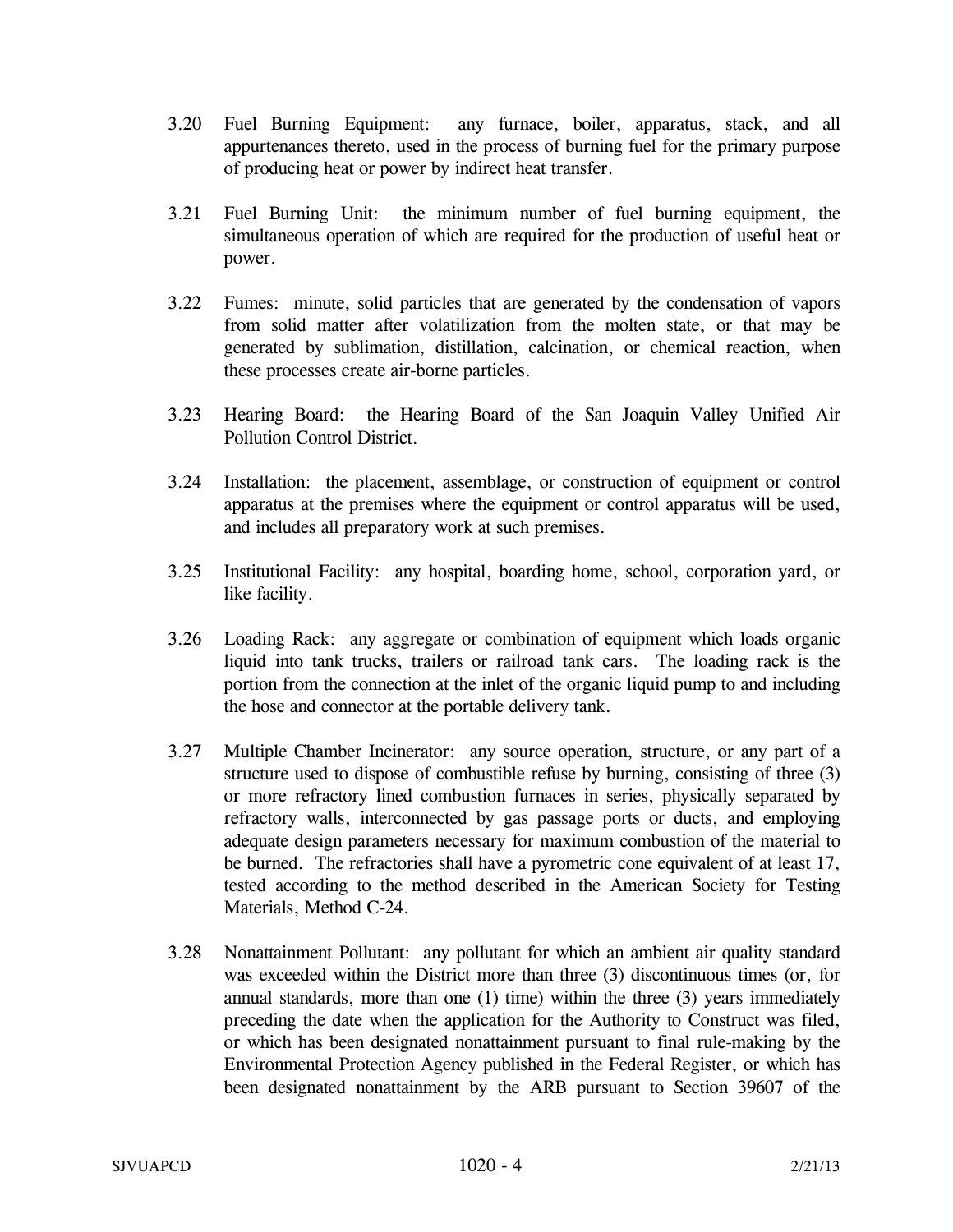3.20 Fuel Burning Equipment: any furnace, boiler, apparatus, stack, and all appurtenances thereto, used in the process of burning fuel for the primary purpose of producing heat or power by indirect heat transfer.

3.21 Fuel Burning Unit: the minimum number of fuel burning equipment, the simultaneous operation of which are required for the production of useful heat or power.

3.22 Fumes: minute, solid particles that are generated by the condensation of vapors from solid matter after volatilization from the molten state, or that may be generated by sublimation, distillation, calcination, or chemical reaction, when these processes create air-borne particles.

3.23 Hearing Board: the Hearing Board of the San Joaquin Valley Unified Air Pollution Control District.

3.24 Installation: the placement, assemblage, or construction of equipment or control apparatus at the premises where the equipment or control apparatus will be used, and includes all preparatory work at such premises.

3.25 Institutional Facility: any hospital, boarding home, school, corporation yard, or like facility.

3.26 Loading Rack: any aggregate or combination of equipment which loads organic liquid into tank trucks, trailers or railroad tank cars. The loading rack is the portion from the connection at the inlet of the organic liquid pump to and including the hose and connector at the portable delivery tank.

3.27 Multiple Chamber Incinerator: any source operation, structure, or any part of a structure used to dispose of combustible refuse by burning, consisting of three (3) or more refractory lined combustion furnaces in series, physically separated by refractory walls, interconnected by gas passage ports or ducts, and employing adequate design parameters necessary for maximum combustion of the material to be burned. The refractories shall have a pyrometric cone equivalent of at least 17, tested according to the method described in the American Society for Testing Materials, Method C-24.

3.28 Nonattainment Pollutant: any pollutant for which an ambient air quality standard was exceeded within the District more than three (3) discontinuous times (or, for annual standards, more than one (1) time) within the three (3) years immediately preceding the date when the application for the Authority to Construct was filed, or which has been designated nonattainment pursuant to final rule-making by the Environmental Protection Agency published in the Federal Register, or which has been designated nonattainment by the ARB pursuant to Section 39607 of the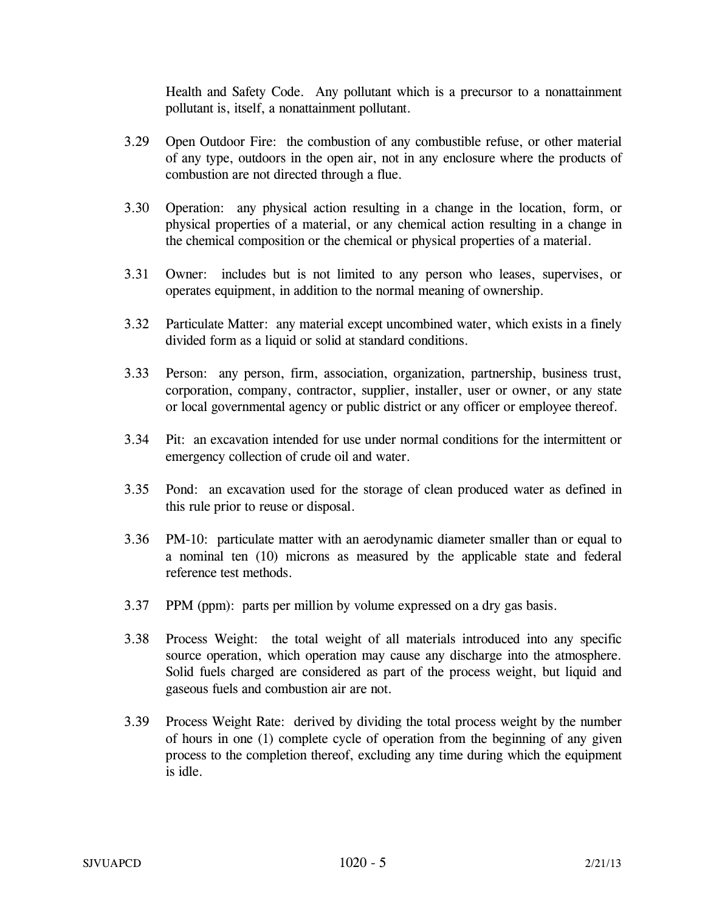Health and Safety Code. Any pollutant which is a precursor to a nonattainment pollutant is, itself, a nonattainment pollutant.

3.29 Open Outdoor Fire: the combustion of any combustible refuse, or other material of any type, outdoors in the open air, not in any enclosure where the products of combustion are not directed through a flue.

3.30 Operation: any physical action resulting in a change in the location, form, or physical properties of a material, or any chemical action resulting in a change in the chemical composition or the chemical or physical properties of a material.

3.31 Owner: includes but is not limited to any person who leases, supervises, or operates equipment, in addition to the normal meaning of ownership.

3.32 Particulate Matter: any material except uncombined water, which exists in a finely divided form as a liquid or solid at standard conditions.

3.33 Person: any person, firm, association, organization, partnership, business trust, corporation, company, contractor, supplier, installer, user or owner, or any state or local governmental agency or public district or any officer or employee thereof.

3.34 Pit: an excavation intended for use under normal conditions for the intermittent or emergency collection of crude oil and water.

3.35 Pond: an excavation used for the storage of clean produced water as defined in this rule prior to reuse or disposal.

3.36 PM-10: particulate matter with an aerodynamic diameter smaller than or equal to a nominal ten (10) microns as measured by the applicable state and federal reference test methods.

3.37 PPM (ppm): parts per million by volume expressed on a dry gas basis.

3.38 Process Weight: the total weight of all materials introduced into any specific source operation, which operation may cause any discharge into the atmosphere. Solid fuels charged are considered as part of the process weight, but liquid and gaseous fuels and combustion air are not.

3.39 Process Weight Rate: derived by dividing the total process weight by the number of hours in one (1) complete cycle of operation from the beginning of any given process to the completion thereof, excluding any time during which the equipment is idle.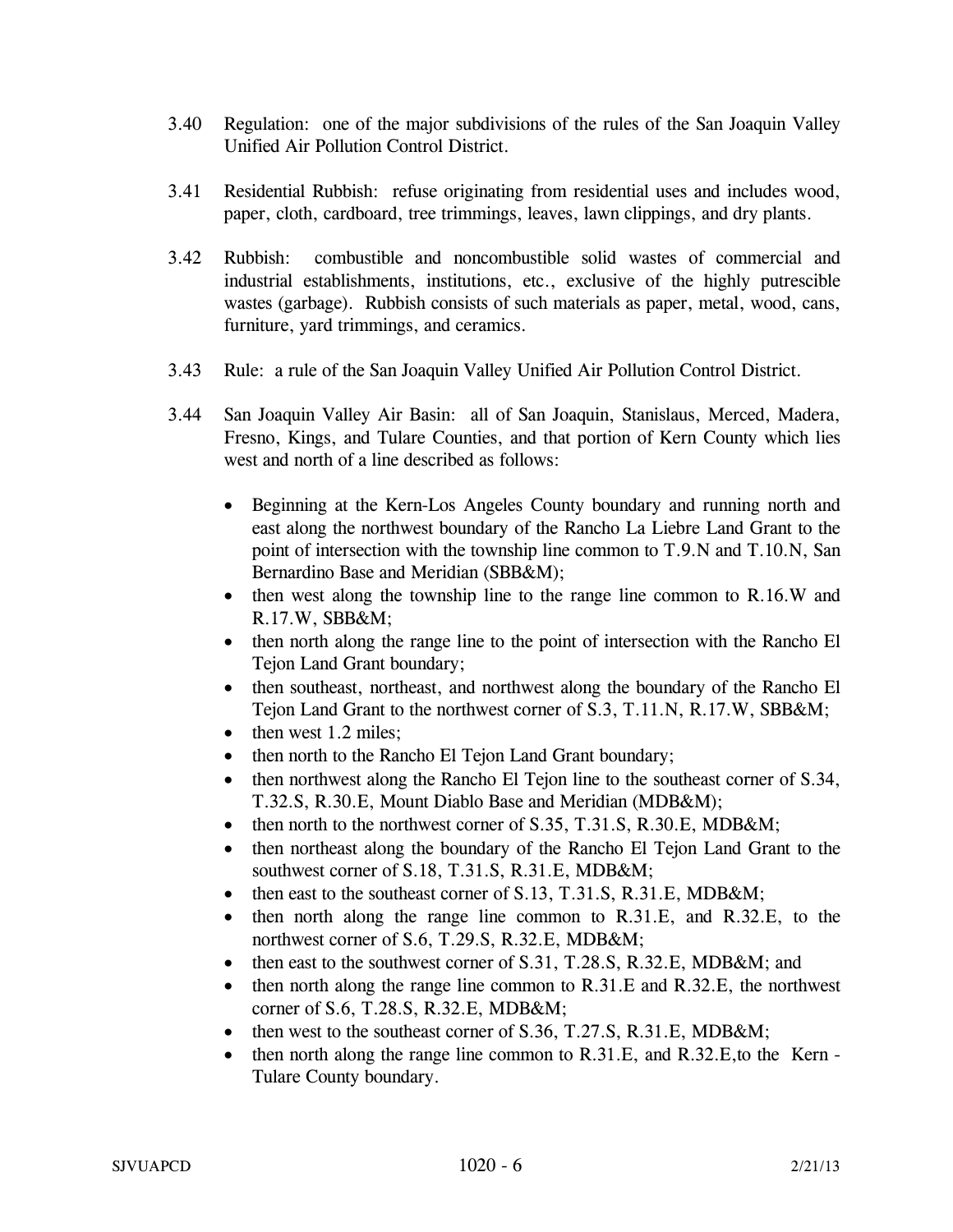3.40 Regulation: one of the major subdivisions of the rules of the San Joaquin Valley Unified Air Pollution Control District.

3.41 Residential Rubbish: refuse originating from residential uses and includes wood, paper, cloth, cardboard, tree trimmings, leaves, lawn clippings, and dry plants.

3.42 Rubbish: combustible and noncombustible solid wastes of commercial and industrial establishments, institutions, etc., exclusive of the highly putrescible wastes (garbage). Rubbish consists of such materials as paper, metal, wood, cans, furniture, yard trimmings, and ceramics.

3.43 Rule: a rule of the San Joaquin Valley Unified Air Pollution Control District.

3.44 San Joaquin Valley Air Basin: all of San Joaquin, Stanislaus, Merced, Madera, Fresno, Kings, and Tulare Counties, and that portion of Kern County which lies west and north of a line described as follows:

- Beginning at the Kern-Los Angeles County boundary and running north and east along the northwest boundary of the Rancho La Liebre Land Grant to the point of intersection with the township line common to T.9.N and T.10.N, San Bernardino Base and Meridian (SBB&M);
- then west along the township line to the range line common to R.16.W and R.17.W, SBB&M;
- then north along the range line to the point of intersection with the Rancho El Tejon Land Grant boundary;
- then southeast, northeast, and northwest along the boundary of the Rancho El Tejon Land Grant to the northwest corner of S.3, T.11.N, R.17.W, SBB&M;
- then west 1.2 miles;
- then north to the Rancho El Tejon Land Grant boundary;
- then northwest along the Rancho El Tejon line to the southeast corner of S.34, T.32.S, R.30.E, Mount Diablo Base and Meridian (MDB&M);
- then north to the northwest corner of S.35, T.31.S, R.30.E, MDB&M;
- then northeast along the boundary of the Rancho El Tejon Land Grant to the southwest corner of S.18, T.31.S, R.31.E, MDB&M;
- then east to the southeast corner of S.13, T.31.S, R.31.E, MDB&M;
- then north along the range line common to R.31.E, and R.32.E, to the northwest corner of S.6, T.29.S, R.32.E, MDB&M;
- then east to the southwest corner of S.31, T.28.S, R.32.E, MDB&M; and
- then north along the range line common to R.31.E and R.32.E, the northwest corner of S.6, T.28.S, R.32.E, MDB&M;
- then west to the southeast corner of S.36, T.27.S, R.31.E, MDB&M;
- then north along the range line common to R.31.E, and R.32.E,to the Kern - Tulare County boundary.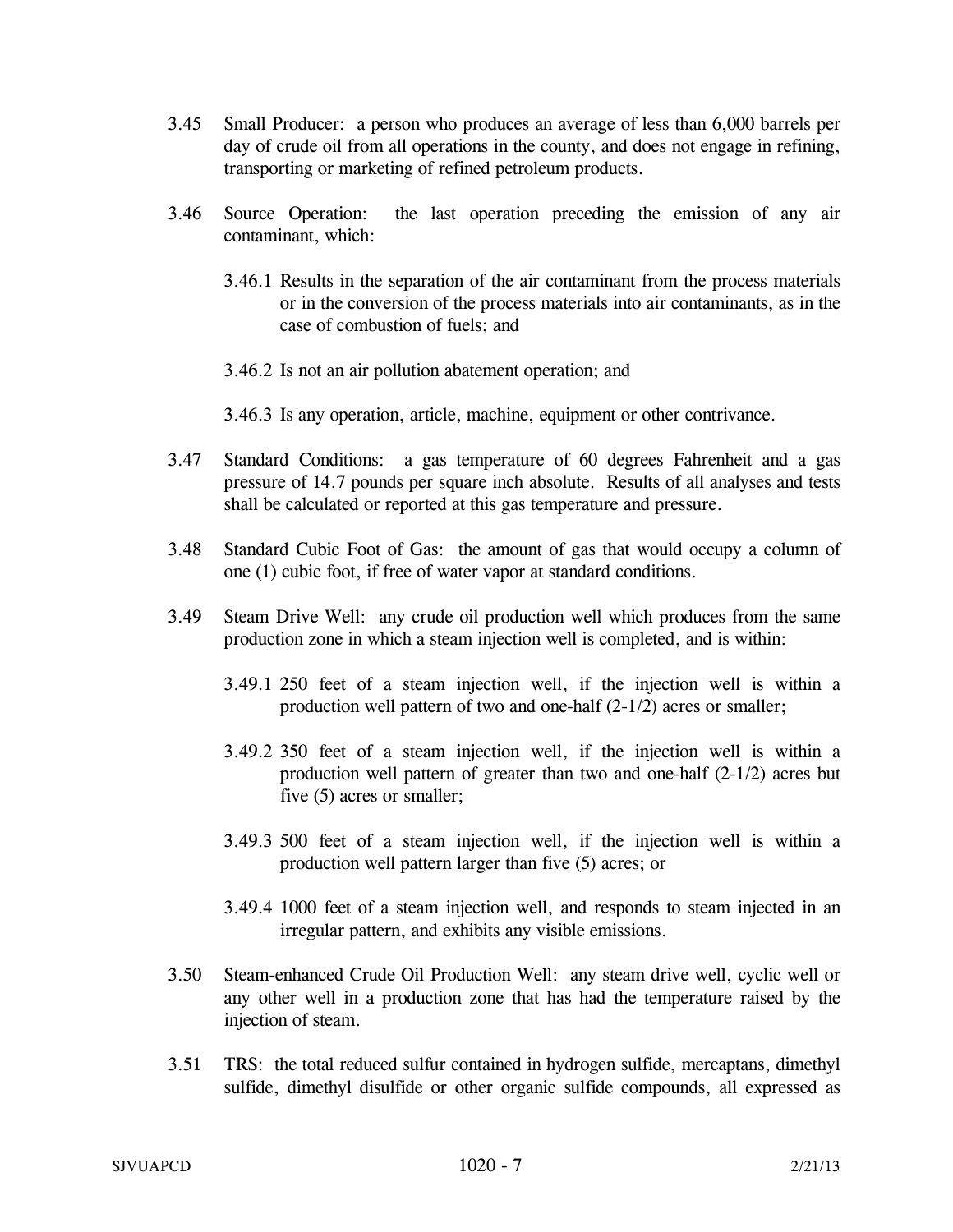3.45 Small Producer: a person who produces an average of less than 6,000 barrels per day of crude oil from all operations in the county, and does not engage in refining, transporting or marketing of refined petroleum products.

3.46 Source Operation: the last operation preceding the emission of any air contaminant, which:

3.46.1 Results in the separation of the air contaminant from the process materials or in the conversion of the process materials into air contaminants, as in the case of combustion of fuels; and

3.46.2 Is not an air pollution abatement operation; and

3.46.3 Is any operation, article, machine, equipment or other contrivance.

3.47 Standard Conditions: a gas temperature of 60 degrees Fahrenheit and a gas pressure of 14.7 pounds per square inch absolute. Results of all analyses and tests shall be calculated or reported at this gas temperature and pressure.

3.48 Standard Cubic Foot of Gas: the amount of gas that would occupy a column of one (1) cubic foot, if free of water vapor at standard conditions.

3.49 Steam Drive Well: any crude oil production well which produces from the same production zone in which a steam injection well is completed, and is within:

3.49.1 250 feet of a steam injection well, if the injection well is within a production well pattern of two and one-half (2-1/2) acres or smaller;

3.49.2 350 feet of a steam injection well, if the injection well is within a production well pattern of greater than two and one-half (2-1/2) acres but five (5) acres or smaller;

3.49.3 500 feet of a steam injection well, if the injection well is within a production well pattern larger than five (5) acres; or

3.49.4 1000 feet of a steam injection well, and responds to steam injected in an irregular pattern, and exhibits any visible emissions.

3.50 Steam-enhanced Crude Oil Production Well: any steam drive well, cyclic well or any other well in a production zone that has had the temperature raised by the injection of steam.

3.51 TRS: the total reduced sulfur contained in hydrogen sulfide, mercaptans, dimethyl sulfide, dimethyl disulfide or other organic sulfide compounds, all expressed as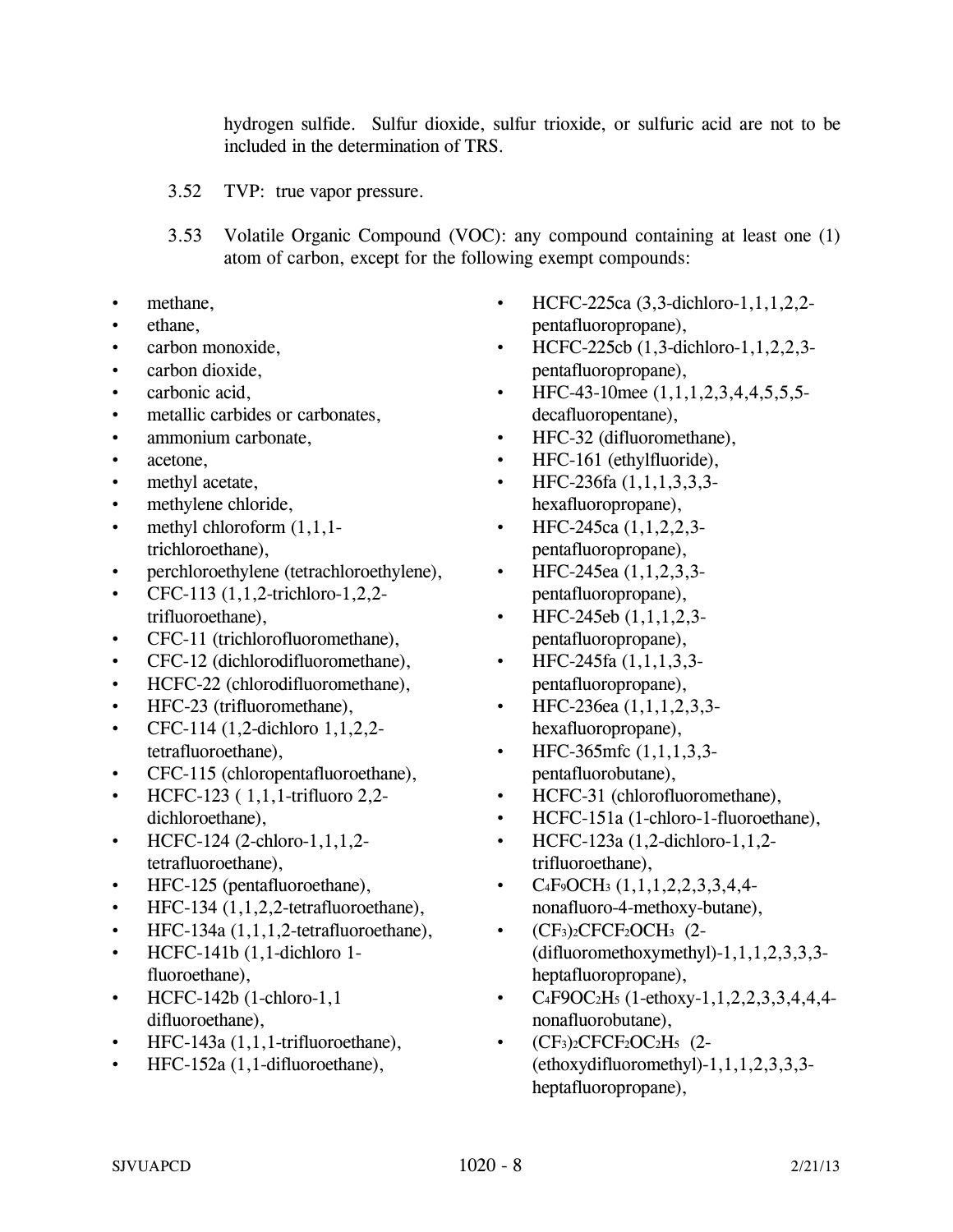hydrogen sulfide. Sulfur dioxide, sulfur trioxide, or sulfuric acid are not to be included in the determination of TRS.

3.52 TVP: true vapor pressure.

3.53 Volatile Organic Compound (VOC): any compound containing at least one (1) atom of carbon, except for the following exempt compounds:

- methane,
- ethane,
- carbon monoxide,
- carbon dioxide,
- carbonic acid,
- metallic carbides or carbonates,
- ammonium carbonate,
- acetone,
- methyl acetate,
- methylene chloride,
- methyl chloroform (1,1,1-trichloroethane),
- perchloroethylene (tetrachloroethylene),
- CFC-113 (1,1,2-trichloro-1,2,2-trifluoroethane),
- CFC-11 (trichlorofluoromethane),
- CFC-12 (dichlorodifluoromethane),
- HCFC-22 (chlorodifluoromethane),
- HFC-23 (trifluoromethane),
- CFC-114 (1,2-dichloro 1,1,2,2-tetrafluoroethane),
- CFC-115 (chloropentafluoroethane),
- HCFC-123 ( 1,1,1-trifluoro 2,2-dichloroethane),
- HCFC-124 (2-chloro-1,1,1,2-tetrafluoroethane),
- HFC-125 (pentafluoroethane),
- HFC-134 (1,1,2,2-tetrafluoroethane),
- HFC-134a (1,1,1,2-tetrafluoroethane),
- HCFC-141b (1,1-dichloro 1-fluoroethane),
- HCFC-142b (1-chloro-1,1 difluoroethane),
- HFC-143a (1,1,1-trifluoroethane),
- HFC-152a (1,1-difluoroethane),
- HCFC-225ca (3,3-dichloro-1,1,1,2,2-pentafluoropropane),
- HCFC-225cb (1,3-dichloro-1,1,2,2,3-pentafluoropropane),
- HFC-43-10mee (1,1,1,2,3,4,4,5,5,5-decafluoropentane),
- HFC-32 (difluoromethane),
- HFC-161 (ethylfluoride),
- HFC-236fa (1,1,1,3,3,3-hexafluoropropane),
- HFC-245ca (1,1,2,2,3-pentafluoropropane),
- HFC-245ea (1,1,2,3,3-pentafluoropropane),
- HFC-245eb (1,1,1,2,3-pentafluoropropane),
- HFC-245fa (1,1,1,3,3-pentafluoropropane),
- HFC-236ea (1,1,1,2,3,3-hexafluoropropane),
- HFC-365mfc (1,1,1,3,3-pentafluorobutane),
- HCFC-31 (chlorofluoromethane),
- HCFC-151a (1-chloro-1-fluoroethane),
- HCFC-123a (1,2-dichloro-1,1,2-trifluoroethane),
- $C_4F_9OCH_3$ (1,1,1,2,2,3,3,4,4-nonafluoro-4-methoxy-butane),
- $(CF_3)_2CFCF_2OCH_3$ (2-(difluoromethoxymethyl)-1,1,1,2,3,3,3-heptafluoropropane),
- $C_4F9OC_2H_5$ (1-ethoxy-1,1,2,2,3,3,4,4,4-nonafluorobutane),
- $(CF_3)_2CFCF_2OC_2H_5$ (2-(ethoxydifluoromethyl)-1,1,1,2,3,3,3-heptafluoropropane),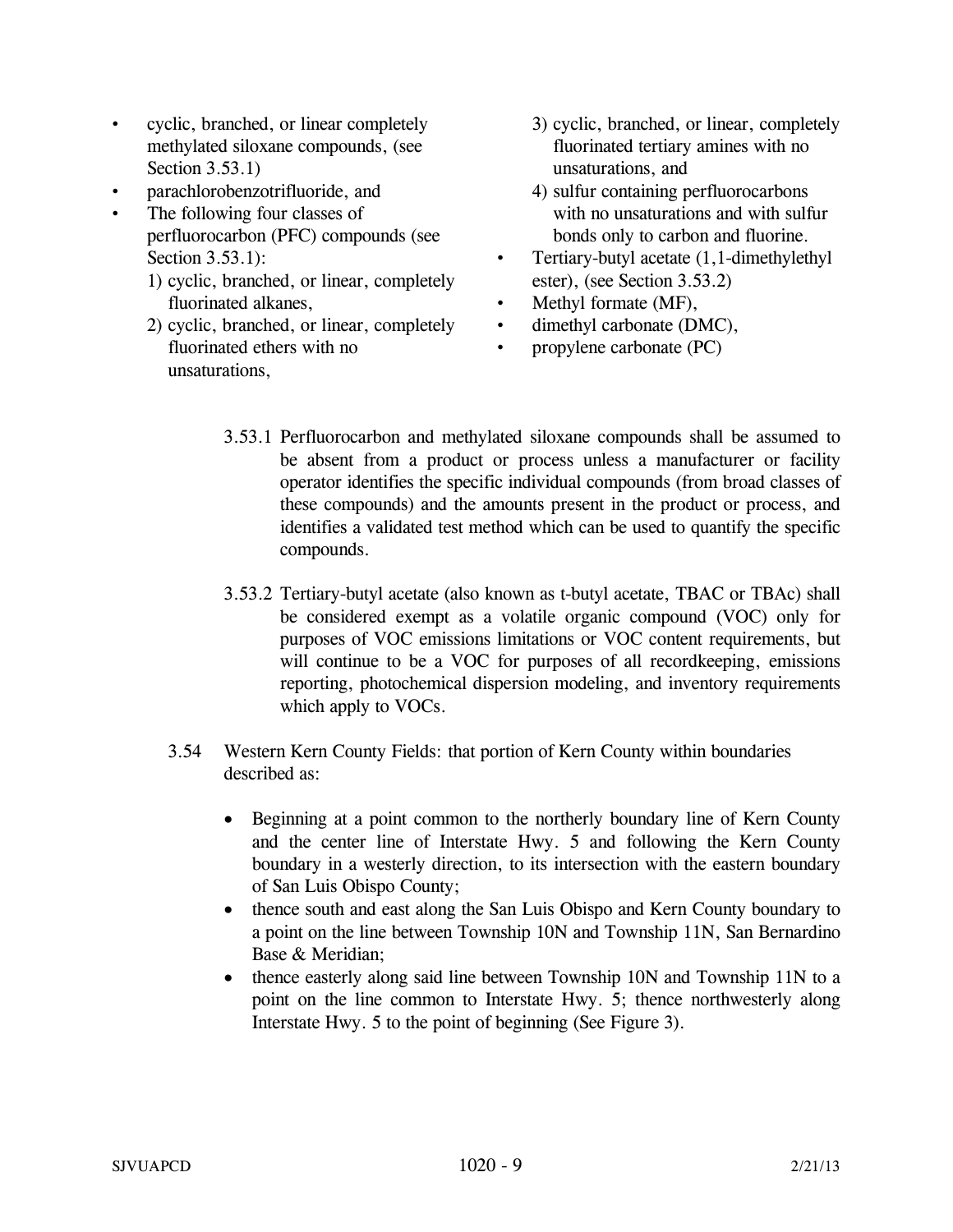- cyclic, branched, or linear completely methylated siloxane compounds, (see Section 3.53.1)
- parachlorobenzotrifluoride, and
- The following four classes of perfluorocarbon (PFC) compounds (see Section 3.53.1):
  1) cyclic, branched, or linear, completely fluorinated alkanes,
  2) cyclic, branched, or linear, completely fluorinated ethers with no unsaturations,
  3) cyclic, branched, or linear, completely fluorinated tertiary amines with no unsaturations, and
  4) sulfur containing perfluorocarbons with no unsaturations and with sulfur bonds only to carbon and fluorine.
- Tertiary-butyl acetate (1,1-dimethylethyl ester), (see Section 3.53.2)
- Methyl formate (MF),
- dimethyl carbonate (DMC),
- propylene carbonate (PC)

3.53.1 Perfluorocarbon and methylated siloxane compounds shall be assumed to be absent from a product or process unless a manufacturer or facility operator identifies the specific individual compounds (from broad classes of these compounds) and the amounts present in the product or process, and identifies a validated test method which can be used to quantify the specific compounds.

3.53.2 Tertiary-butyl acetate (also known as t-butyl acetate, TBAC or TBAc) shall be considered exempt as a volatile organic compound (VOC) only for purposes of VOC emissions limitations or VOC content requirements, but will continue to be a VOC for purposes of all recordkeeping, emissions reporting, photochemical dispersion modeling, and inventory requirements which apply to VOCs.

3.54 Western Kern County Fields: that portion of Kern County within boundaries described as:

- Beginning at a point common to the northerly boundary line of Kern County and the center line of Interstate Hwy. 5 and following the Kern County boundary in a westerly direction, to its intersection with the eastern boundary of San Luis Obispo County;
- thence south and east along the San Luis Obispo and Kern County boundary to a point on the line between Township 10N and Township 11N, San Bernardino Base & Meridian;
- thence easterly along said line between Township 10N and Township 11N to a point on the line common to Interstate Hwy. 5; thence northwesterly along Interstate Hwy. 5 to the point of beginning (See Figure 3).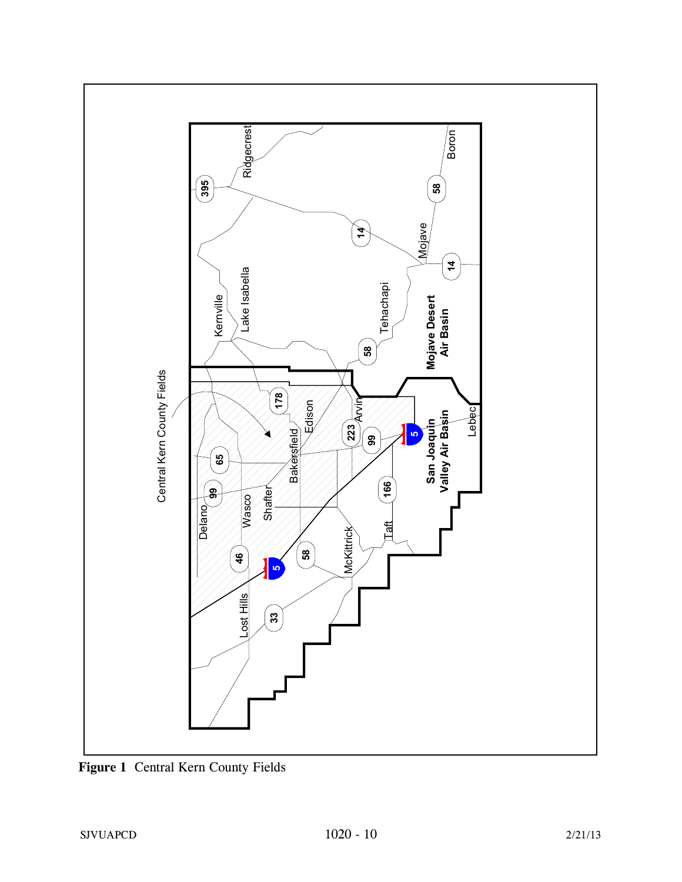**Figure 1** Central Kern County Fields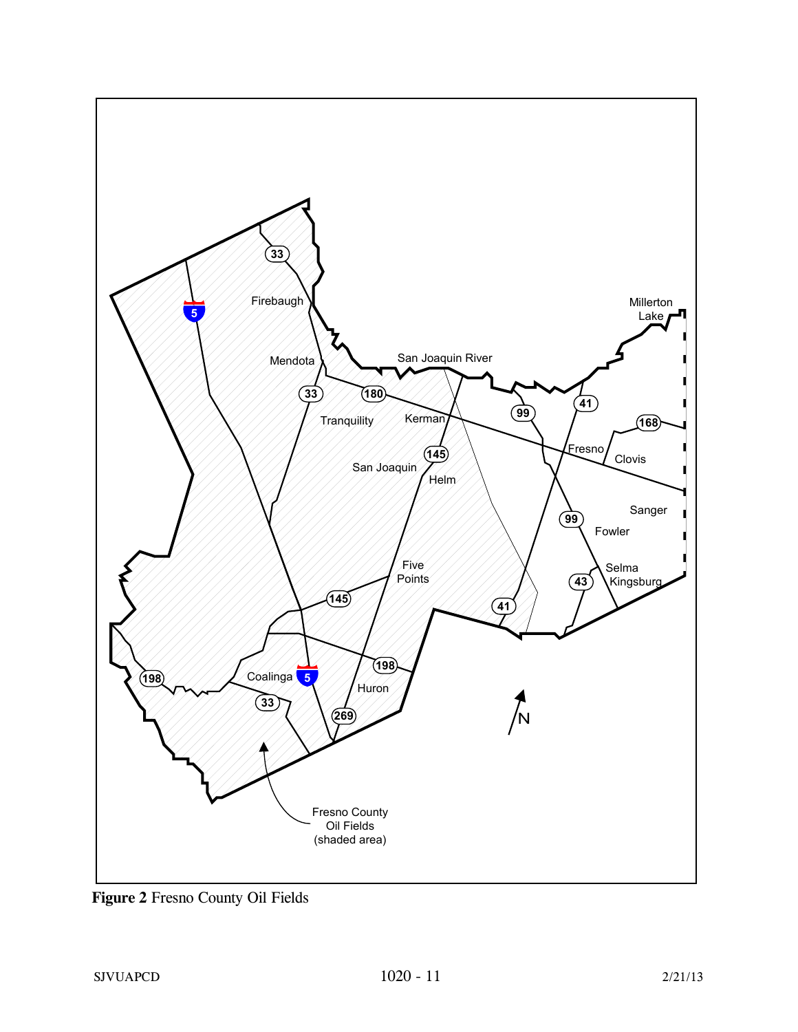**Figure 2** Fresno County Oil Fields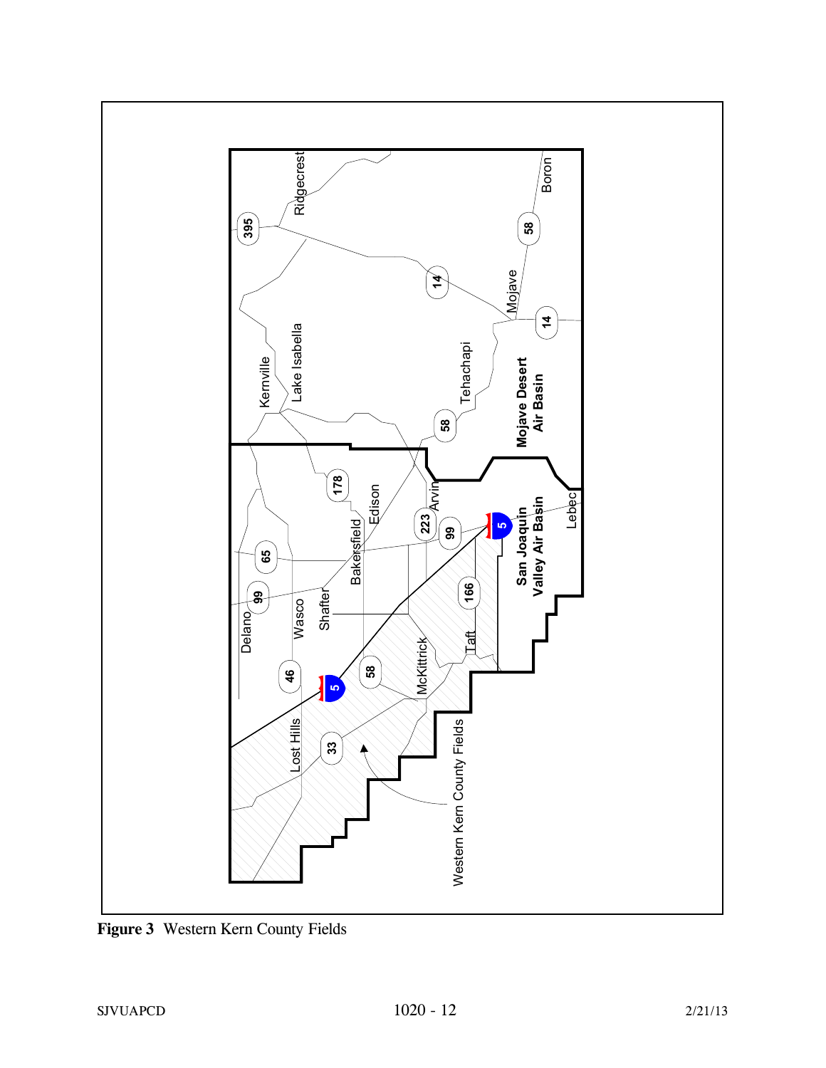Ridgecrest

395

Boron

58

14

Mojave

14

Kernville

Lake Isabella

Tehachapi

58

Mojave Desert Air Basin

178

Edison

Arvin

223

99

5

Lebec

San Joaquin Valley Air Basin

65

Bakersfield

99

Delano

Wasco

Shafter

166

Taft

McKittrick

46

5

58

Lost Hills

33

Western Kern County Fields

**Figure 3** Western Kern County Fields